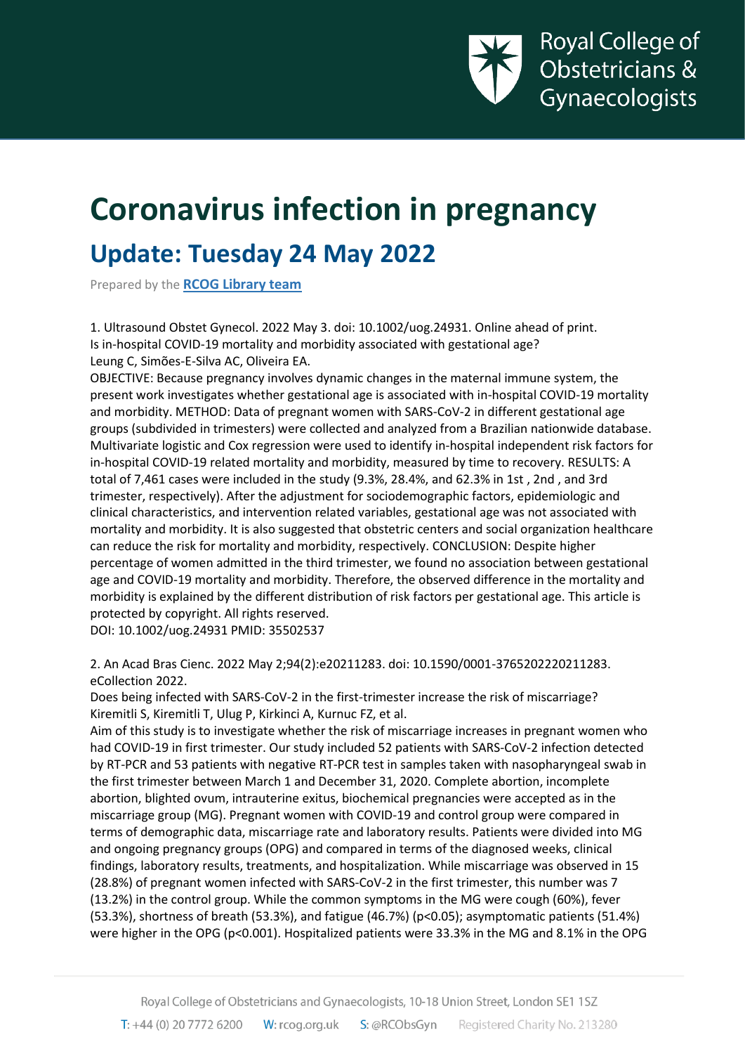Royal College of Obstetricians & Gynaecologists

# Coronavirus infection in pregnancy

## Update: Tuesday 24 May 2022

Prepared by the **RCOG Library team**

1. Ultrasound Obstet Gynecol. 2022 May 3. doi: 10.1002/uog.24931. Online ahead of print.
Is in-hospital COVID-19 mortality and morbidity associated with gestational age?
Leung C, Simões-E-Silva AC, Oliveira EA.
OBJECTIVE: Because pregnancy involves dynamic changes in the maternal immune system, the present work investigates whether gestational age is associated with in-hospital COVID-19 mortality and morbidity. METHOD: Data of pregnant women with SARS-CoV-2 in different gestational age groups (subdivided in trimesters) were collected and analyzed from a Brazilian nationwide database. Multivariate logistic and Cox regression were used to identify in-hospital independent risk factors for in-hospital COVID-19 related mortality and morbidity, measured by time to recovery. RESULTS: A total of 7,461 cases were included in the study (9.3%, 28.4%, and 62.3% in 1st , 2nd , and 3rd trimester, respectively). After the adjustment for sociodemographic factors, epidemiologic and clinical characteristics, and intervention related variables, gestational age was not associated with mortality and morbidity. It is also suggested that obstetric centers and social organization healthcare can reduce the risk for mortality and morbidity, respectively. CONCLUSION: Despite higher percentage of women admitted in the third trimester, we found no association between gestational age and COVID-19 mortality and morbidity. Therefore, the observed difference in the mortality and morbidity is explained by the different distribution of risk factors per gestational age. This article is protected by copyright. All rights reserved.
DOI: 10.1002/uog.24931 PMID: 35502537

2. An Acad Bras Cienc. 2022 May 2;94(2):e20211283. doi: 10.1590/0001-3765202220211283. eCollection 2022.
Does being infected with SARS-CoV-2 in the first-trimester increase the risk of miscarriage?
Kiremitli S, Kiremitli T, Ulug P, Kirkinci A, Kurnuc FZ, et al.
Aim of this study is to investigate whether the risk of miscarriage increases in pregnant women who had COVID-19 in first trimester. Our study included 52 patients with SARS-CoV-2 infection detected by RT-PCR and 53 patients with negative RT-PCR test in samples taken with nasopharyngeal swab in the first trimester between March 1 and December 31, 2020. Complete abortion, incomplete abortion, blighted ovum, intrauterine exitus, biochemical pregnancies were accepted as in the miscarriage group (MG). Pregnant women with COVID-19 and control group were compared in terms of demographic data, miscarriage rate and laboratory results. Patients were divided into MG and ongoing pregnancy groups (OPG) and compared in terms of the diagnosed weeks, clinical findings, laboratory results, treatments, and hospitalization. While miscarriage was observed in 15 (28.8%) of pregnant women infected with SARS-CoV-2 in the first trimester, this number was 7 (13.2%) in the control group. While the common symptoms in the MG were cough (60%), fever (53.3%), shortness of breath (53.3%), and fatigue (46.7%) ($p<0.05$); asymptomatic patients (51.4%) were higher in the OPG ($p<0.001$). Hospitalized patients were 33.3% in the MG and 8.1% in the OPG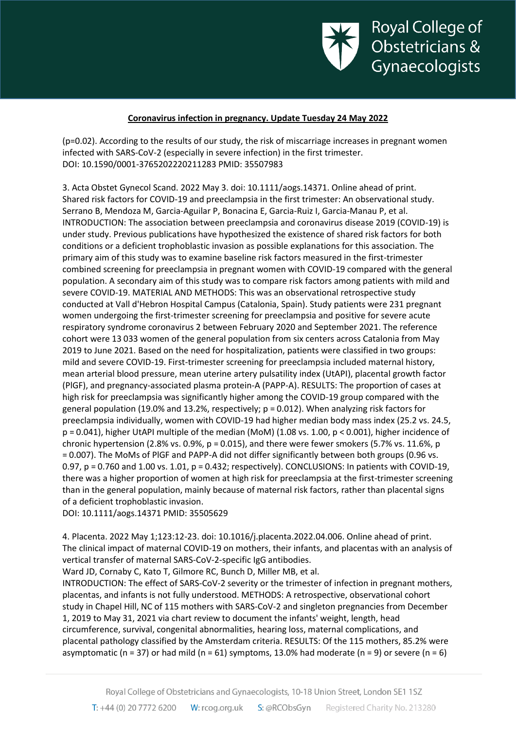(p=0.02). According to the results of our study, the risk of miscarriage increases in pregnant women infected with SARS-CoV-2 (especially in severe infection) in the first trimester.
DOI: 10.1590/0001-3765202220211283 PMID: 35507983

3. Acta Obstet Gynecol Scand. 2022 May 3. doi: 10.1111/aogs.14371. Online ahead of print.
Shared risk factors for COVID-19 and preeclampsia in the first trimester: An observational study.
Serrano B, Mendoza M, Garcia-Aguilar P, Bonacina E, Garcia-Ruiz I, Garcia-Manau P, et al.
INTRODUCTION: The association between preeclampsia and coronavirus disease 2019 (COVID-19) is under study. Previous publications have hypothesized the existence of shared risk factors for both conditions or a deficient trophoblastic invasion as possible explanations for this association. The primary aim of this study was to examine baseline risk factors measured in the first-trimester combined screening for preeclampsia in pregnant women with COVID-19 compared with the general population. A secondary aim of this study was to compare risk factors among patients with mild and severe COVID-19. MATERIAL AND METHODS: This was an observational retrospective study conducted at Vall d'Hebron Hospital Campus (Catalonia, Spain). Study patients were 231 pregnant women undergoing the first-trimester screening for preeclampsia and positive for severe acute respiratory syndrome coronavirus 2 between February 2020 and September 2021. The reference cohort were 13 033 women of the general population from six centers across Catalonia from May 2019 to June 2021. Based on the need for hospitalization, patients were classified in two groups: mild and severe COVID-19. First-trimester screening for preeclampsia included maternal history, mean arterial blood pressure, mean uterine artery pulsatility index (UtAPI), placental growth factor (PlGF), and pregnancy-associated plasma protein-A (PAPP-A). RESULTS: The proportion of cases at high risk for preeclampsia was significantly higher among the COVID-19 group compared with the general population (19.0% and 13.2%, respectively; $p = 0.012$). When analyzing risk factors for preeclampsia individually, women with COVID-19 had higher median body mass index (25.2 vs. 24.5, $p = 0.041$), higher UtAPI multiple of the median (MoM) (1.08 vs. 1.00, $p < 0.001$), higher incidence of chronic hypertension (2.8% vs. 0.9%, $p = 0.015$), and there were fewer smokers (5.7% vs. 11.6%, $p = 0.007$). The MoMs of PlGF and PAPP-A did not differ significantly between both groups (0.96 vs. 0.97, $p = 0.760$ and 1.00 vs. 1.01, $p = 0.432$; respectively). CONCLUSIONS: In patients with COVID-19, there was a higher proportion of women at high risk for preeclampsia at the first-trimester screening than in the general population, mainly because of maternal risk factors, rather than placental signs of a deficient trophoblastic invasion.
DOI: 10.1111/aogs.14371 PMID: 35505629

4. Placenta. 2022 May 1;123:12-23. doi: 10.1016/j.placenta.2022.04.006. Online ahead of print.
The clinical impact of maternal COVID-19 on mothers, their infants, and placentas with an analysis of vertical transfer of maternal SARS-CoV-2-specific IgG antibodies.
Ward JD, Cornaby C, Kato T, Gilmore RC, Bunch D, Miller MB, et al.
INTRODUCTION: The effect of SARS-CoV-2 severity or the trimester of infection in pregnant mothers, placentas, and infants is not fully understood. METHODS: A retrospective, observational cohort study in Chapel Hill, NC of 115 mothers with SARS-CoV-2 and singleton pregnancies from December 1, 2019 to May 31, 2021 via chart review to document the infants' weight, length, head circumference, survival, congenital abnormalities, hearing loss, maternal complications, and placental pathology classified by the Amsterdam criteria. RESULTS: Of the 115 mothers, 85.2% were asymptomatic (n = 37) or had mild (n = 61) symptoms, 13.0% had moderate (n = 9) or severe (n = 6)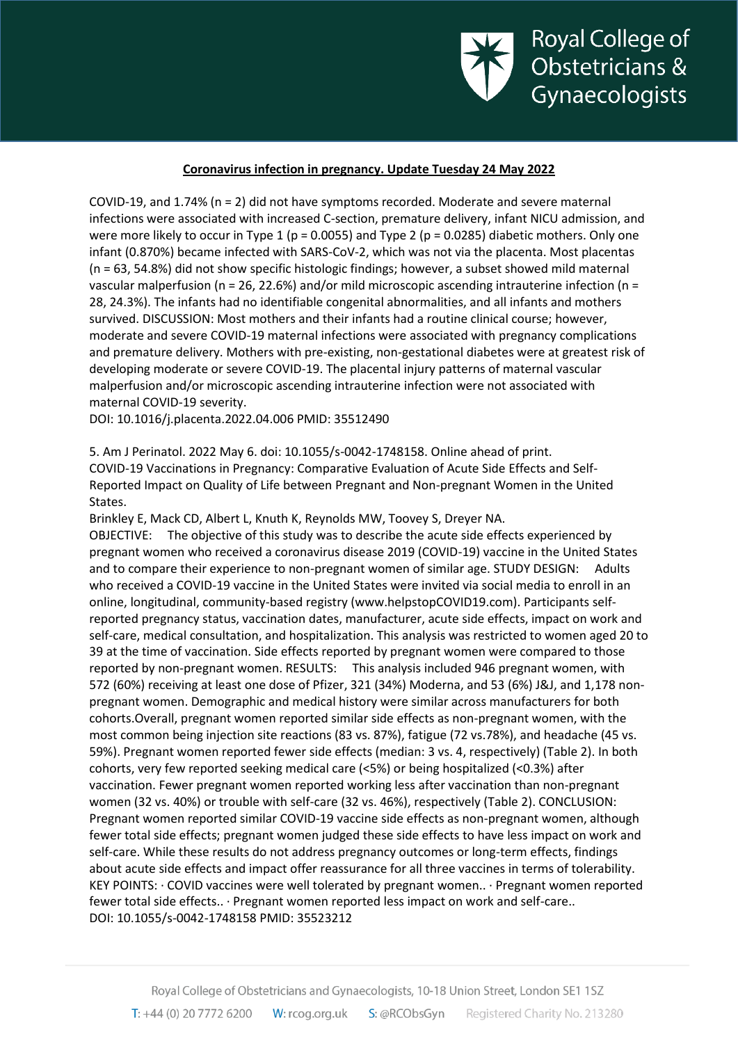COVID-19, and 1.74% (n = 2) did not have symptoms recorded. Moderate and severe maternal infections were associated with increased C-section, premature delivery, infant NICU admission, and were more likely to occur in Type 1 ($p = 0.0055$) and Type 2 ($p = 0.0285$) diabetic mothers. Only one infant (0.870%) became infected with SARS-CoV-2, which was not via the placenta. Most placentas (n = 63, 54.8%) did not show specific histologic findings; however, a subset showed mild maternal vascular malperfusion (n = 26, 22.6%) and/or mild microscopic ascending intrauterine infection (n = 28, 24.3%). The infants had no identifiable congenital abnormalities, and all infants and mothers survived. DISCUSSION: Most mothers and their infants had a routine clinical course; however, moderate and severe COVID-19 maternal infections were associated with pregnancy complications and premature delivery. Mothers with pre-existing, non-gestational diabetes were at greatest risk of developing moderate or severe COVID-19. The placental injury patterns of maternal vascular malperfusion and/or microscopic ascending intrauterine infection were not associated with maternal COVID-19 severity.
DOI: 10.1016/j.placenta.2022.04.006 PMID: 35512490

5. Am J Perinatol. 2022 May 6. doi: 10.1055/s-0042-1748158. Online ahead of print.
COVID-19 Vaccinations in Pregnancy: Comparative Evaluation of Acute Side Effects and Self-Reported Impact on Quality of Life between Pregnant and Non-pregnant Women in the United States.
Brinkley E, Mack CD, Albert L, Knuth K, Reynolds MW, Toovey S, Dreyer NA.
OBJECTIVE: The objective of this study was to describe the acute side effects experienced by pregnant women who received a coronavirus disease 2019 (COVID-19) vaccine in the United States and to compare their experience to non-pregnant women of similar age. STUDY DESIGN: Adults who received a COVID-19 vaccine in the United States were invited via social media to enroll in an online, longitudinal, community-based registry (www.helpstopCOVID19.com). Participants self-reported pregnancy status, vaccination dates, manufacturer, acute side effects, impact on work and self-care, medical consultation, and hospitalization. This analysis was restricted to women aged 20 to 39 at the time of vaccination. Side effects reported by pregnant women were compared to those reported by non-pregnant women. RESULTS: This analysis included 946 pregnant women, with 572 (60%) receiving at least one dose of Pfizer, 321 (34%) Moderna, and 53 (6%) J&J, and 1,178 non-pregnant women. Demographic and medical history were similar across manufacturers for both cohorts.Overall, pregnant women reported similar side effects as non-pregnant women, with the most common being injection site reactions (83 vs. 87%), fatigue (72 vs.78%), and headache (45 vs. 59%). Pregnant women reported fewer side effects (median: 3 vs. 4, respectively) (Table 2). In both cohorts, very few reported seeking medical care (<5%) or being hospitalized (<0.3%) after vaccination. Fewer pregnant women reported working less after vaccination than non-pregnant women (32 vs. 40%) or trouble with self-care (32 vs. 46%), respectively (Table 2). CONCLUSION: Pregnant women reported similar COVID-19 vaccine side effects as non-pregnant women, although fewer total side effects; pregnant women judged these side effects to have less impact on work and self-care. While these results do not address pregnancy outcomes or long-term effects, findings about acute side effects and impact offer reassurance for all three vaccines in terms of tolerability. KEY POINTS: · COVID vaccines were well tolerated by pregnant women.. · Pregnant women reported fewer total side effects.. · Pregnant women reported less impact on work and self-care..
DOI: 10.1055/s-0042-1748158 PMID: 35523212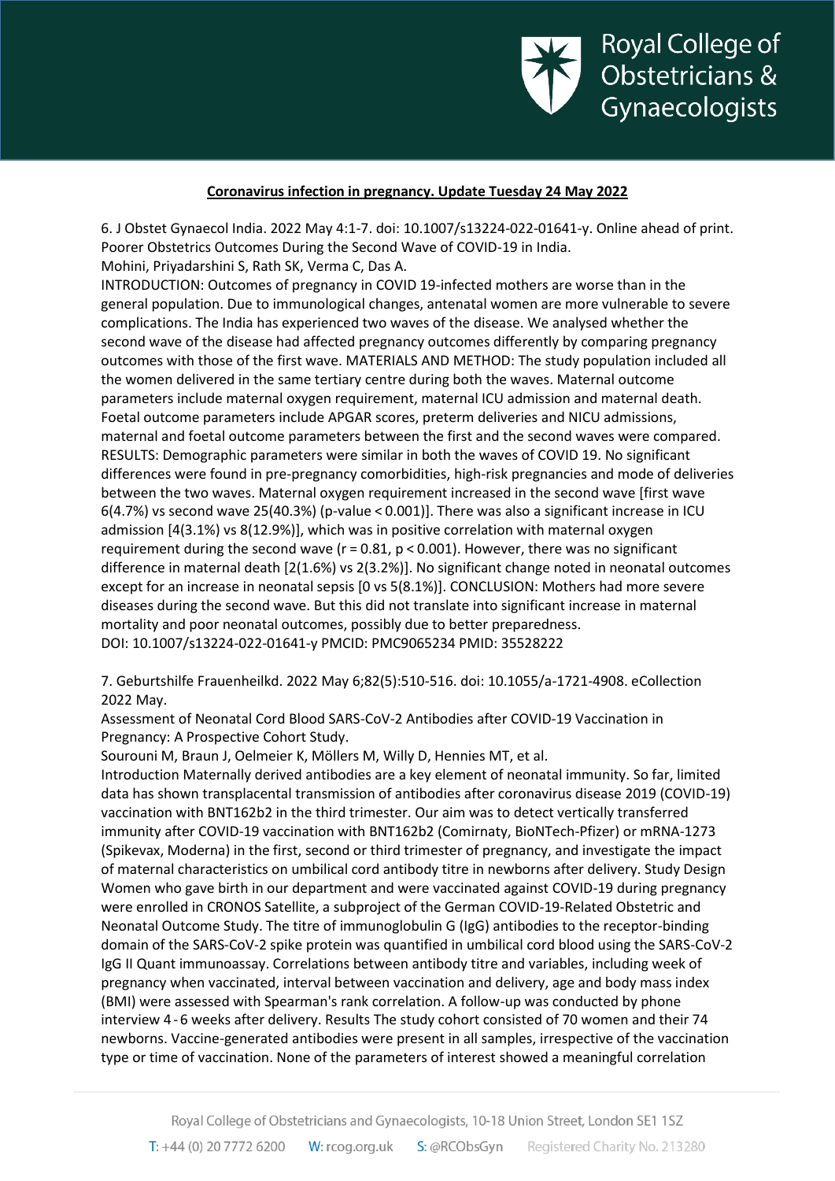**Coronavirus infection in pregnancy. Update Tuesday 24 May 2022**

6. J Obstet Gynaecol India. 2022 May 4:1-7. doi: 10.1007/s13224-022-01641-y. Online ahead of print.
Poorer Obstetrics Outcomes During the Second Wave of COVID-19 in India.
Mohini, Priyadarshini S, Rath SK, Verma C, Das A.
INTRODUCTION: Outcomes of pregnancy in COVID 19-infected mothers are worse than in the general population. Due to immunological changes, antenatal women are more vulnerable to severe complications. The India has experienced two waves of the disease. We analysed whether the second wave of the disease had affected pregnancy outcomes differently by comparing pregnancy outcomes with those of the first wave. MATERIALS AND METHOD: The study population included all the women delivered in the same tertiary centre during both the waves. Maternal outcome parameters include maternal oxygen requirement, maternal ICU admission and maternal death. Foetal outcome parameters include APGAR scores, preterm deliveries and NICU admissions, maternal and foetal outcome parameters between the first and the second waves were compared. RESULTS: Demographic parameters were similar in both the waves of COVID 19. No significant differences were found in pre-pregnancy comorbidities, high-risk pregnancies and mode of deliveries between the two waves. Maternal oxygen requirement increased in the second wave [first wave 6(4.7%) vs second wave 25(40.3%) (p-value < 0.001)]. There was also a significant increase in ICU admission [4(3.1%) vs 8(12.9%)], which was in positive correlation with maternal oxygen requirement during the second wave ($r = 0.81$, $p < 0.001$). However, there was no significant difference in maternal death [2(1.6%) vs 2(3.2%)]. No significant change noted in neonatal outcomes except for an increase in neonatal sepsis [0 vs 5(8.1%)]. CONCLUSION: Mothers had more severe diseases during the second wave. But this did not translate into significant increase in maternal mortality and poor neonatal outcomes, possibly due to better preparedness.
DOI: 10.1007/s13224-022-01641-y PMCID: PMC9065234 PMID: 35528222

7. Geburtshilfe Frauenheilkd. 2022 May 6;82(5):510-516. doi: 10.1055/a-1721-4908. eCollection 2022 May.
Assessment of Neonatal Cord Blood SARS-CoV-2 Antibodies after COVID-19 Vaccination in Pregnancy: A Prospective Cohort Study.
Sourouni M, Braun J, Oelmeier K, Möllers M, Willy D, Hennies MT, et al.
Introduction Maternally derived antibodies are a key element of neonatal immunity. So far, limited data has shown transplacental transmission of antibodies after coronavirus disease 2019 (COVID-19) vaccination with BNT162b2 in the third trimester. Our aim was to detect vertically transferred immunity after COVID-19 vaccination with BNT162b2 (Comirnaty, BioNTech-Pfizer) or mRNA-1273 (Spikevax, Moderna) in the first, second or third trimester of pregnancy, and investigate the impact of maternal characteristics on umbilical cord antibody titre in newborns after delivery. Study Design Women who gave birth in our department and were vaccinated against COVID-19 during pregnancy were enrolled in CRONOS Satellite, a subproject of the German COVID-19-Related Obstetric and Neonatal Outcome Study. The titre of immunoglobulin G (IgG) antibodies to the receptor-binding domain of the SARS-CoV-2 spike protein was quantified in umbilical cord blood using the SARS-CoV-2 IgG II Quant immunoassay. Correlations between antibody titre and variables, including week of pregnancy when vaccinated, interval between vaccination and delivery, age and body mass index (BMI) were assessed with Spearman's rank correlation. A follow-up was conducted by phone interview 4 - 6 weeks after delivery. Results The study cohort consisted of 70 women and their 74 newborns. Vaccine-generated antibodies were present in all samples, irrespective of the vaccination type or time of vaccination. None of the parameters of interest showed a meaningful correlation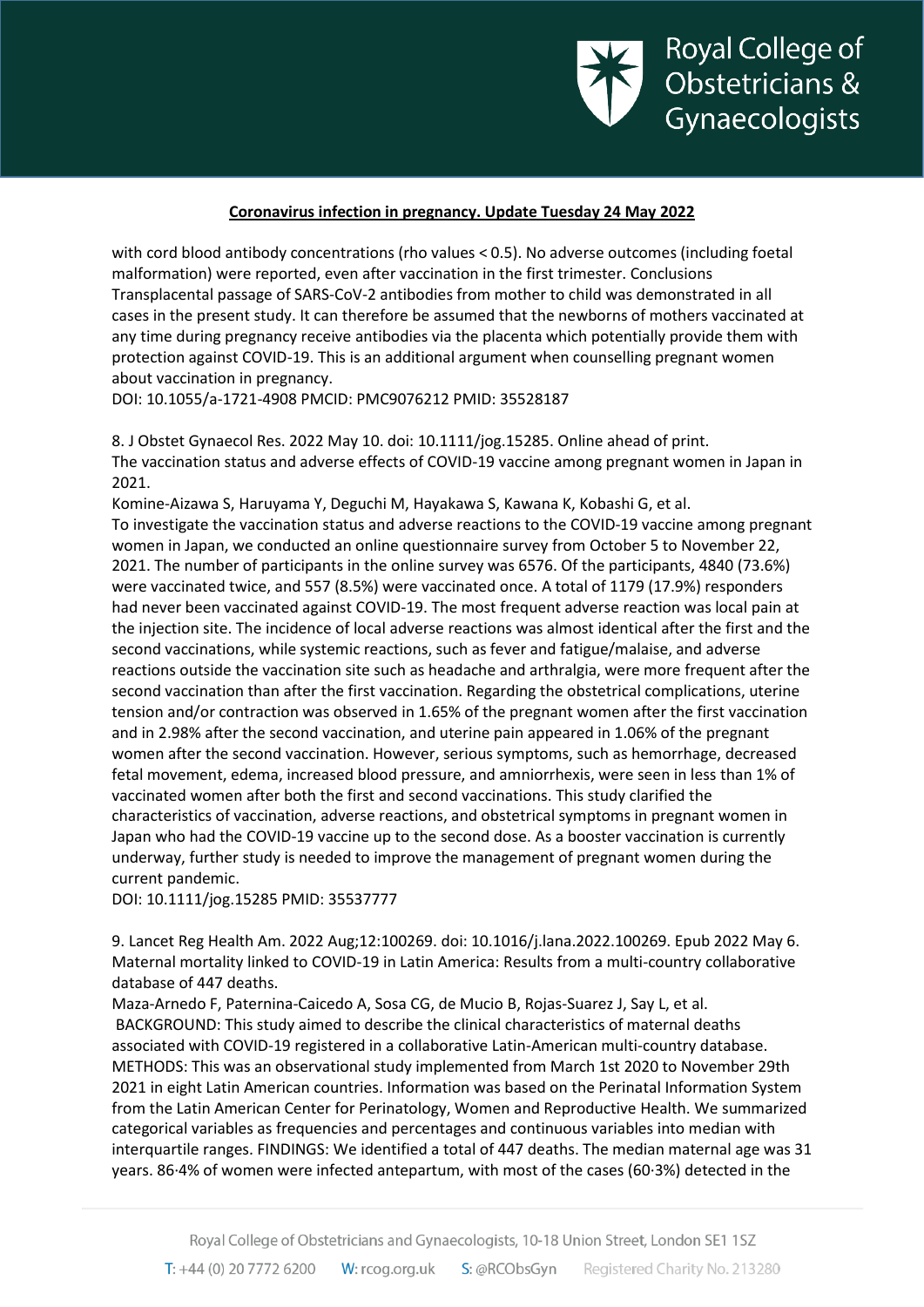with cord blood antibody concentrations (rho values < 0.5). No adverse outcomes (including foetal malformation) were reported, even after vaccination in the first trimester. Conclusions Transplacental passage of SARS-CoV-2 antibodies from mother to child was demonstrated in all cases in the present study. It can therefore be assumed that the newborns of mothers vaccinated at any time during pregnancy receive antibodies via the placenta which potentially provide them with protection against COVID-19. This is an additional argument when counselling pregnant women about vaccination in pregnancy.
DOI: 10.1055/a-1721-4908 PMCID: PMC9076212 PMID: 35528187

8. J Obstet Gynaecol Res. 2022 May 10. doi: 10.1111/jog.15285. Online ahead of print.
The vaccination status and adverse effects of COVID-19 vaccine among pregnant women in Japan in 2021.
Komine-Aizawa S, Haruyama Y, Deguchi M, Hayakawa S, Kawana K, Kobashi G, et al.
To investigate the vaccination status and adverse reactions to the COVID-19 vaccine among pregnant women in Japan, we conducted an online questionnaire survey from October 5 to November 22, 2021. The number of participants in the online survey was 6576. Of the participants, 4840 (73.6%) were vaccinated twice, and 557 (8.5%) were vaccinated once. A total of 1179 (17.9%) responders had never been vaccinated against COVID-19. The most frequent adverse reaction was local pain at the injection site. The incidence of local adverse reactions was almost identical after the first and the second vaccinations, while systemic reactions, such as fever and fatigue/malaise, and adverse reactions outside the vaccination site such as headache and arthralgia, were more frequent after the second vaccination than after the first vaccination. Regarding the obstetrical complications, uterine tension and/or contraction was observed in 1.65% of the pregnant women after the first vaccination and in 2.98% after the second vaccination, and uterine pain appeared in 1.06% of the pregnant women after the second vaccination. However, serious symptoms, such as hemorrhage, decreased fetal movement, edema, increased blood pressure, and amniorrhexis, were seen in less than 1% of vaccinated women after both the first and second vaccinations. This study clarified the characteristics of vaccination, adverse reactions, and obstetrical symptoms in pregnant women in Japan who had the COVID-19 vaccine up to the second dose. As a booster vaccination is currently underway, further study is needed to improve the management of pregnant women during the current pandemic.
DOI: 10.1111/jog.15285 PMID: 35537777

9. Lancet Reg Health Am. 2022 Aug;12:100269. doi: 10.1016/j.lana.2022.100269. Epub 2022 May 6.
Maternal mortality linked to COVID-19 in Latin America: Results from a multi-country collaborative database of 447 deaths.
Maza-Arnedo F, Paternina-Caicedo A, Sosa CG, de Mucio B, Rojas-Suarez J, Say L, et al.
BACKGROUND: This study aimed to describe the clinical characteristics of maternal deaths associated with COVID-19 registered in a collaborative Latin-American multi-country database. METHODS: This was an observational study implemented from March 1st 2020 to November 29th 2021 in eight Latin American countries. Information was based on the Perinatal Information System from the Latin American Center for Perinatology, Women and Reproductive Health. We summarized categorical variables as frequencies and percentages and continuous variables into median with interquartile ranges. FINDINGS: We identified a total of 447 deaths. The median maternal age was 31 years. 86·4% of women were infected antepartum, with most of the cases (60·3%) detected in the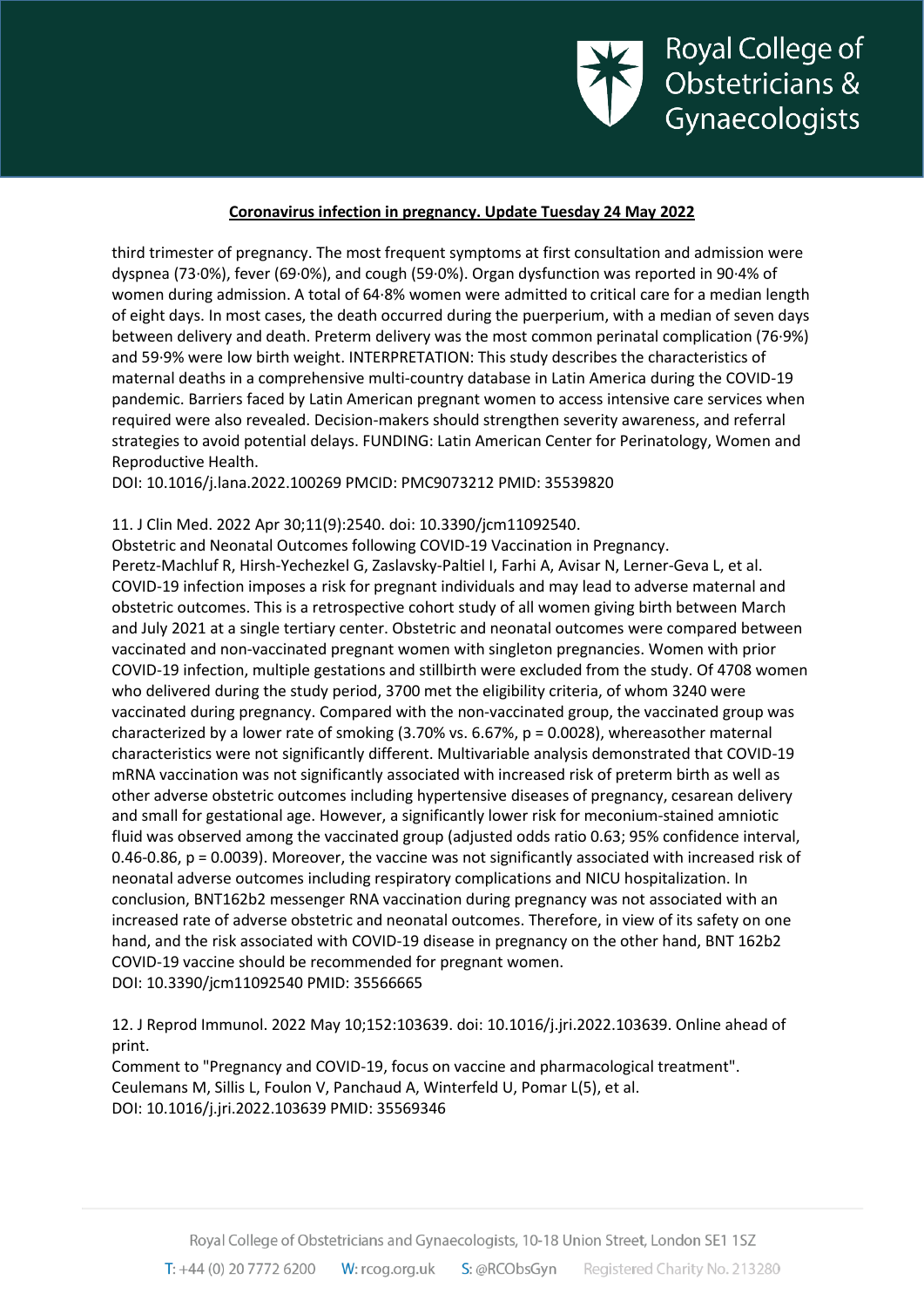third trimester of pregnancy. The most frequent symptoms at first consultation and admission were dyspnea (73·0%), fever (69·0%), and cough (59·0%). Organ dysfunction was reported in 90·4% of women during admission. A total of 64·8% women were admitted to critical care for a median length of eight days. In most cases, the death occurred during the puerperium, with a median of seven days between delivery and death. Preterm delivery was the most common perinatal complication (76·9%) and 59·9% were low birth weight. INTERPRETATION: This study describes the characteristics of maternal deaths in a comprehensive multi-country database in Latin America during the COVID-19 pandemic. Barriers faced by Latin American pregnant women to access intensive care services when required were also revealed. Decision-makers should strengthen severity awareness, and referral strategies to avoid potential delays. FUNDING: Latin American Center for Perinatology, Women and Reproductive Health.
DOI: 10.1016/j.lana.2022.100269 PMCID: PMC9073212 PMID: 35539820

11. J Clin Med. 2022 Apr 30;11(9):2540. doi: 10.3390/jcm11092540.
Obstetric and Neonatal Outcomes following COVID-19 Vaccination in Pregnancy.
Peretz-Machluf R, Hirsh-Yechezkel G, Zaslavsky-Paltiel I, Farhi A, Avisar N, Lerner-Geva L, et al.
COVID-19 infection imposes a risk for pregnant individuals and may lead to adverse maternal and obstetric outcomes. This is a retrospective cohort study of all women giving birth between March and July 2021 at a single tertiary center. Obstetric and neonatal outcomes were compared between vaccinated and non-vaccinated pregnant women with singleton pregnancies. Women with prior COVID-19 infection, multiple gestations and stillbirth were excluded from the study. Of 4708 women who delivered during the study period, 3700 met the eligibility criteria, of whom 3240 were vaccinated during pregnancy. Compared with the non-vaccinated group, the vaccinated group was characterized by a lower rate of smoking (3.70% vs. 6.67%, p = 0.0028), whereasother maternal characteristics were not significantly different. Multivariable analysis demonstrated that COVID-19 mRNA vaccination was not significantly associated with increased risk of preterm birth as well as other adverse obstetric outcomes including hypertensive diseases of pregnancy, cesarean delivery and small for gestational age. However, a significantly lower risk for meconium-stained amniotic fluid was observed among the vaccinated group (adjusted odds ratio 0.63; 95% confidence interval, 0.46-0.86, p = 0.0039). Moreover, the vaccine was not significantly associated with increased risk of neonatal adverse outcomes including respiratory complications and NICU hospitalization. In conclusion, BNT162b2 messenger RNA vaccination during pregnancy was not associated with an increased rate of adverse obstetric and neonatal outcomes. Therefore, in view of its safety on one hand, and the risk associated with COVID-19 disease in pregnancy on the other hand, BNT 162b2 COVID-19 vaccine should be recommended for pregnant women.
DOI: 10.3390/jcm11092540 PMID: 35566665

12. J Reprod Immunol. 2022 May 10;152:103639. doi: 10.1016/j.jri.2022.103639. Online ahead of print.
Comment to "Pregnancy and COVID-19, focus on vaccine and pharmacological treatment".
Ceulemans M, Sillis L, Foulon V, Panchaud A, Winterfeld U, Pomar L(5), et al.
DOI: 10.1016/j.jri.2022.103639 PMID: 35569346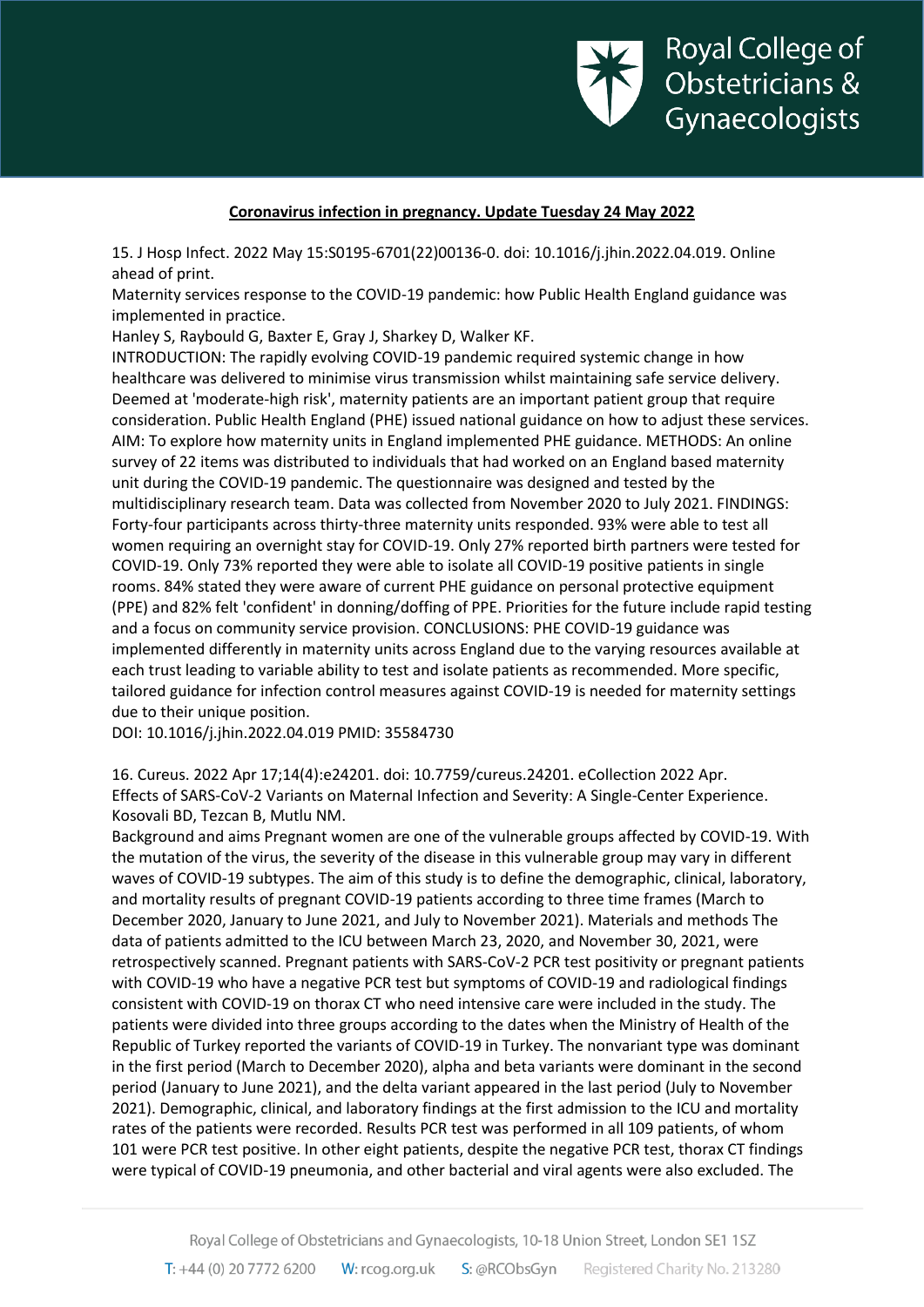**Coronavirus infection in pregnancy. Update Tuesday 24 May 2022**

15. J Hosp Infect. 2022 May 15:S0195-6701(22)00136-0. doi: 10.1016/j.jhin.2022.04.019. Online ahead of print.
Maternity services response to the COVID-19 pandemic: how Public Health England guidance was implemented in practice.
Hanley S, Raybould G, Baxter E, Gray J, Sharkey D, Walker KF.
INTRODUCTION: The rapidly evolving COVID-19 pandemic required systemic change in how healthcare was delivered to minimise virus transmission whilst maintaining safe service delivery. Deemed at 'moderate-high risk', maternity patients are an important patient group that require consideration. Public Health England (PHE) issued national guidance on how to adjust these services. AIM: To explore how maternity units in England implemented PHE guidance. METHODS: An online survey of 22 items was distributed to individuals that had worked on an England based maternity unit during the COVID-19 pandemic. The questionnaire was designed and tested by the multidisciplinary research team. Data was collected from November 2020 to July 2021. FINDINGS: Forty-four participants across thirty-three maternity units responded. 93% were able to test all women requiring an overnight stay for COVID-19. Only 27% reported birth partners were tested for COVID-19. Only 73% reported they were able to isolate all COVID-19 positive patients in single rooms. 84% stated they were aware of current PHE guidance on personal protective equipment (PPE) and 82% felt 'confident' in donning/doffing of PPE. Priorities for the future include rapid testing and a focus on community service provision. CONCLUSIONS: PHE COVID-19 guidance was implemented differently in maternity units across England due to the varying resources available at each trust leading to variable ability to test and isolate patients as recommended. More specific, tailored guidance for infection control measures against COVID-19 is needed for maternity settings due to their unique position.
DOI: 10.1016/j.jhin.2022.04.019 PMID: 35584730

16. Cureus. 2022 Apr 17;14(4):e24201. doi: 10.7759/cureus.24201. eCollection 2022 Apr.
Effects of SARS-CoV-2 Variants on Maternal Infection and Severity: A Single-Center Experience.
Kosovali BD, Tezcan B, Mutlu NM.
Background and aims Pregnant women are one of the vulnerable groups affected by COVID-19. With the mutation of the virus, the severity of the disease in this vulnerable group may vary in different waves of COVID-19 subtypes. The aim of this study is to define the demographic, clinical, laboratory, and mortality results of pregnant COVID-19 patients according to three time frames (March to December 2020, January to June 2021, and July to November 2021). Materials and methods The data of patients admitted to the ICU between March 23, 2020, and November 30, 2021, were retrospectively scanned. Pregnant patients with SARS-CoV-2 PCR test positivity or pregnant patients with COVID-19 who have a negative PCR test but symptoms of COVID-19 and radiological findings consistent with COVID-19 on thorax CT who need intensive care were included in the study. The patients were divided into three groups according to the dates when the Ministry of Health of the Republic of Turkey reported the variants of COVID-19 in Turkey. The nonvariant type was dominant in the first period (March to December 2020), alpha and beta variants were dominant in the second period (January to June 2021), and the delta variant appeared in the last period (July to November 2021). Demographic, clinical, and laboratory findings at the first admission to the ICU and mortality rates of the patients were recorded. Results PCR test was performed in all 109 patients, of whom 101 were PCR test positive. In other eight patients, despite the negative PCR test, thorax CT findings were typical of COVID-19 pneumonia, and other bacterial and viral agents were also excluded. The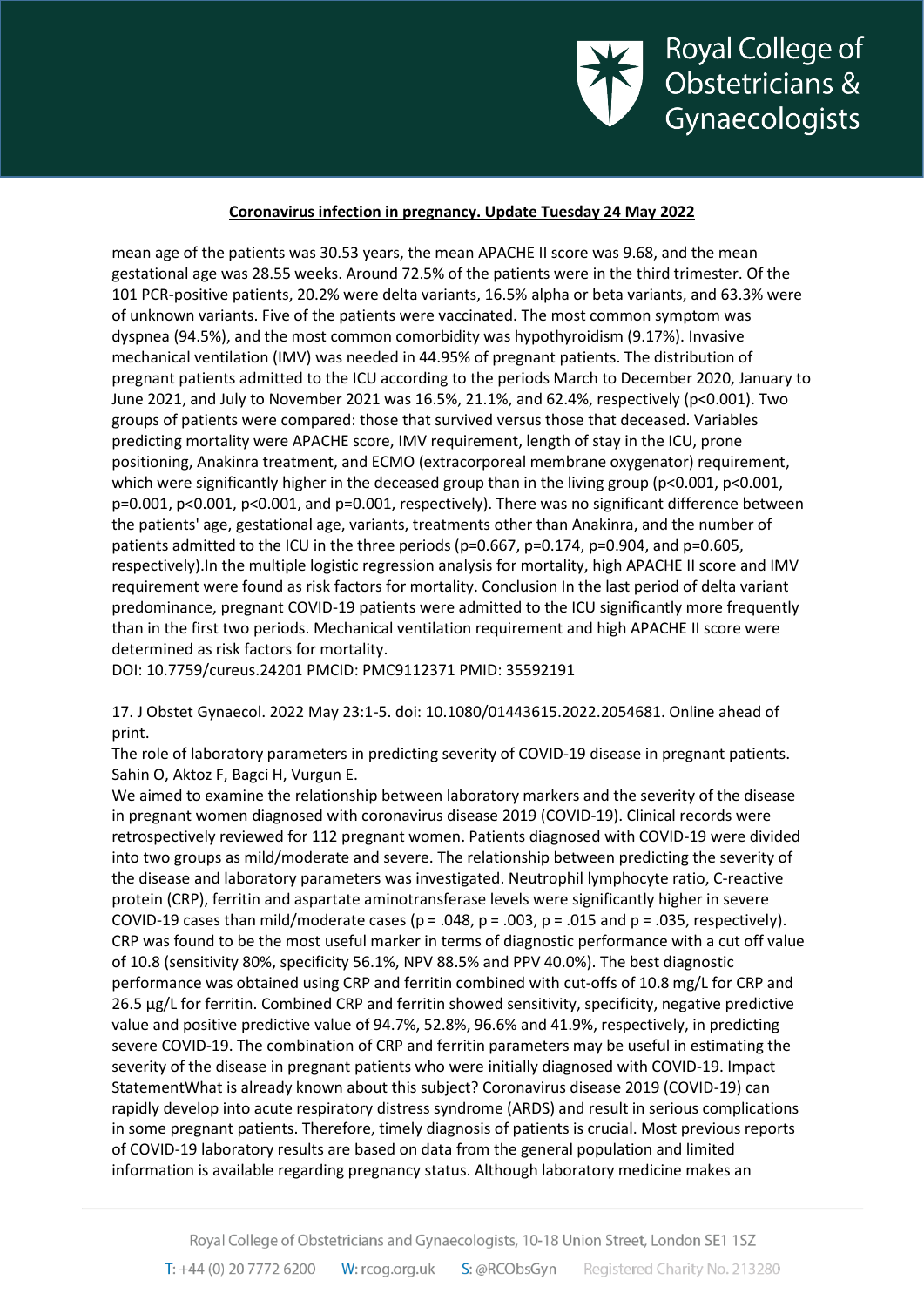**Coronavirus infection in pregnancy. Update Tuesday 24 May 2022**

mean age of the patients was 30.53 years, the mean APACHE II score was 9.68, and the mean gestational age was 28.55 weeks. Around 72.5% of the patients were in the third trimester. Of the 101 PCR-positive patients, 20.2% were delta variants, 16.5% alpha or beta variants, and 63.3% were of unknown variants. Five of the patients were vaccinated. The most common symptom was dyspnea (94.5%), and the most common comorbidity was hypothyroidism (9.17%). Invasive mechanical ventilation (IMV) was needed in 44.95% of pregnant patients. The distribution of pregnant patients admitted to the ICU according to the periods March to December 2020, January to June 2021, and July to November 2021 was 16.5%, 21.1%, and 62.4%, respectively ($p<0.001$). Two groups of patients were compared: those that survived versus those that deceased. Variables predicting mortality were APACHE score, IMV requirement, length of stay in the ICU, prone positioning, Anakinra treatment, and ECMO (extracorporeal membrane oxygenator) requirement, which were significantly higher in the deceased group than in the living group ($p<0.001$, $p<0.001$, $p=0.001$, $p<0.001$, $p<0.001$, and $p=0.001$, respectively). There was no significant difference between the patients' age, gestational age, variants, treatments other than Anakinra, and the number of patients admitted to the ICU in the three periods ($p=0.667$, $p=0.174$, $p=0.904$, and $p=0.605$, respectively).In the multiple logistic regression analysis for mortality, high APACHE II score and IMV requirement were found as risk factors for mortality. Conclusion In the last period of delta variant predominance, pregnant COVID-19 patients were admitted to the ICU significantly more frequently than in the first two periods. Mechanical ventilation requirement and high APACHE II score were determined as risk factors for mortality.
DOI: 10.7759/cureus.24201 PMCID: PMC9112371 PMID: 35592191

17. J Obstet Gynaecol. 2022 May 23:1-5. doi: 10.1080/01443615.2022.2054681. Online ahead of print.
The role of laboratory parameters in predicting severity of COVID-19 disease in pregnant patients.
Sahin O, Aktoz F, Bagci H, Vurgun E.
We aimed to examine the relationship between laboratory markers and the severity of the disease in pregnant women diagnosed with coronavirus disease 2019 (COVID-19). Clinical records were retrospectively reviewed for 112 pregnant women. Patients diagnosed with COVID-19 were divided into two groups as mild/moderate and severe. The relationship between predicting the severity of the disease and laboratory parameters was investigated. Neutrophil lymphocyte ratio, C-reactive protein (CRP), ferritin and aspartate aminotransferase levels were significantly higher in severe COVID-19 cases than mild/moderate cases ($p = .048$, $p = .003$, $p = .015$ and $p = .035$, respectively). CRP was found to be the most useful marker in terms of diagnostic performance with a cut off value of 10.8 (sensitivity 80%, specificity 56.1%, NPV 88.5% and PPV 40.0%). The best diagnostic performance was obtained using CRP and ferritin combined with cut-offs of 10.8 mg/L for CRP and 26.5 µg/L for ferritin. Combined CRP and ferritin showed sensitivity, specificity, negative predictive value and positive predictive value of 94.7%, 52.8%, 96.6% and 41.9%, respectively, in predicting severe COVID-19. The combination of CRP and ferritin parameters may be useful in estimating the severity of the disease in pregnant patients who were initially diagnosed with COVID-19. Impact StatementWhat is already known about this subject? Coronavirus disease 2019 (COVID-19) can rapidly develop into acute respiratory distress syndrome (ARDS) and result in serious complications in some pregnant patients. Therefore, timely diagnosis of patients is crucial. Most previous reports of COVID-19 laboratory results are based on data from the general population and limited information is available regarding pregnancy status. Although laboratory medicine makes an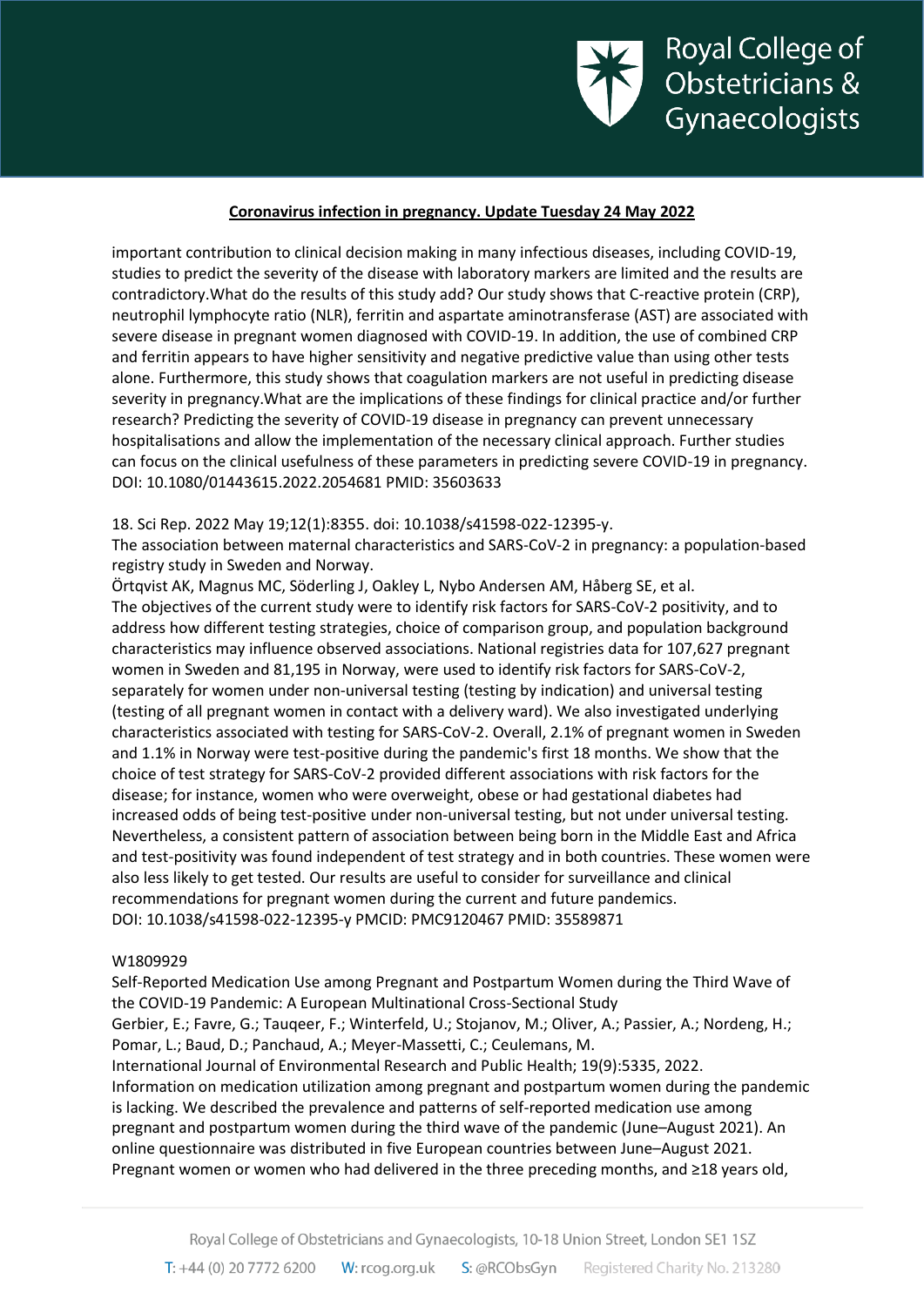important contribution to clinical decision making in many infectious diseases, including COVID-19, studies to predict the severity of the disease with laboratory markers are limited and the results are contradictory.What do the results of this study add? Our study shows that C-reactive protein (CRP), neutrophil lymphocyte ratio (NLR), ferritin and aspartate aminotransferase (AST) are associated with severe disease in pregnant women diagnosed with COVID-19. In addition, the use of combined CRP and ferritin appears to have higher sensitivity and negative predictive value than using other tests alone. Furthermore, this study shows that coagulation markers are not useful in predicting disease severity in pregnancy.What are the implications of these findings for clinical practice and/or further research? Predicting the severity of COVID-19 disease in pregnancy can prevent unnecessary hospitalisations and allow the implementation of the necessary clinical approach. Further studies can focus on the clinical usefulness of these parameters in predicting severe COVID-19 in pregnancy.
DOI: 10.1080/01443615.2022.2054681 PMID: 35603633

18. Sci Rep. 2022 May 19;12(1):8355. doi: 10.1038/s41598-022-12395-y.
The association between maternal characteristics and SARS-CoV-2 in pregnancy: a population-based registry study in Sweden and Norway.
Örtqvist AK, Magnus MC, Söderling J, Oakley L, Nybo Andersen AM, Håberg SE, et al.
The objectives of the current study were to identify risk factors for SARS-CoV-2 positivity, and to address how different testing strategies, choice of comparison group, and population background characteristics may influence observed associations. National registries data for 107,627 pregnant women in Sweden and 81,195 in Norway, were used to identify risk factors for SARS-CoV-2, separately for women under non-universal testing (testing by indication) and universal testing (testing of all pregnant women in contact with a delivery ward). We also investigated underlying characteristics associated with testing for SARS-CoV-2. Overall, 2.1% of pregnant women in Sweden and 1.1% in Norway were test-positive during the pandemic's first 18 months. We show that the choice of test strategy for SARS-CoV-2 provided different associations with risk factors for the disease; for instance, women who were overweight, obese or had gestational diabetes had increased odds of being test-positive under non-universal testing, but not under universal testing. Nevertheless, a consistent pattern of association between being born in the Middle East and Africa and test-positivity was found independent of test strategy and in both countries. These women were also less likely to get tested. Our results are useful to consider for surveillance and clinical recommendations for pregnant women during the current and future pandemics.
DOI: 10.1038/s41598-022-12395-y PMCID: PMC9120467 PMID: 35589871

W1809929
Self-Reported Medication Use among Pregnant and Postpartum Women during the Third Wave of the COVID-19 Pandemic: A European Multinational Cross-Sectional Study
Gerbier, E.; Favre, G.; Tauqeer, F.; Winterfeld, U.; Stojanov, M.; Oliver, A.; Passier, A.; Nordeng, H.; Pomar, L.; Baud, D.; Panchaud, A.; Meyer-Massetti, C.; Ceulemans, M.
International Journal of Environmental Research and Public Health; 19(9):5335, 2022.
Information on medication utilization among pregnant and postpartum women during the pandemic is lacking. We described the prevalence and patterns of self-reported medication use among pregnant and postpartum women during the third wave of the pandemic (June–August 2021). An online questionnaire was distributed in five European countries between June–August 2021. Pregnant women or women who had delivered in the three preceding months, and ≥18 years old,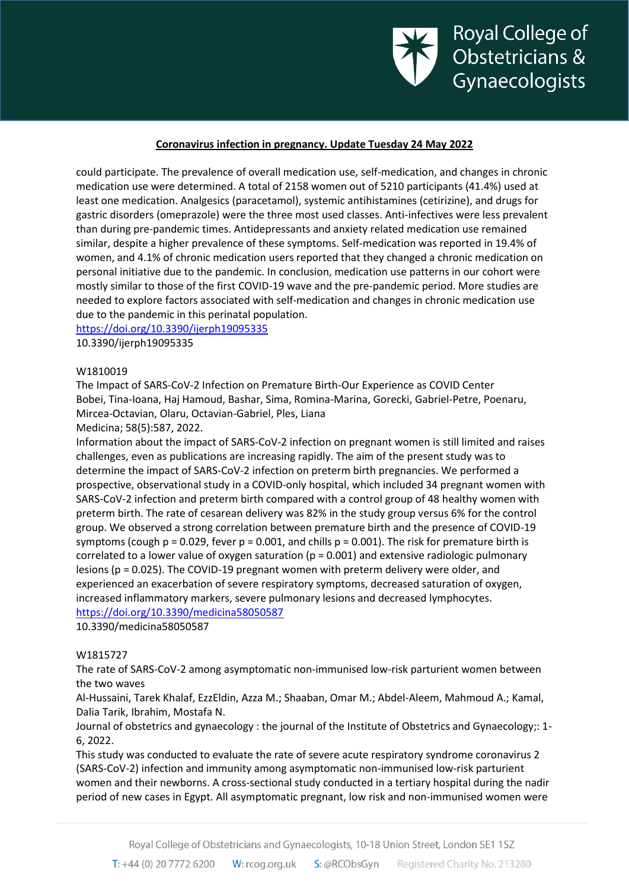could participate. The prevalence of overall medication use, self-medication, and changes in chronic medication use were determined. A total of 2158 women out of 5210 participants (41.4%) used at least one medication. Analgesics (paracetamol), systemic antihistamines (cetirizine), and drugs for gastric disorders (omeprazole) were the three most used classes. Anti-infectives were less prevalent than during pre-pandemic times. Antidepressants and anxiety related medication use remained similar, despite a higher prevalence of these symptoms. Self-medication was reported in 19.4% of women, and 4.1% of chronic medication users reported that they changed a chronic medication on personal initiative due to the pandemic. In conclusion, medication use patterns in our cohort were mostly similar to those of the first COVID-19 wave and the pre-pandemic period. More studies are needed to explore factors associated with self-medication and changes in chronic medication use due to the pandemic in this perinatal population.
https://doi.org/10.3390/ijerph19095335
10.3390/ijerph19095335

W1810019
The Impact of SARS-CoV-2 Infection on Premature Birth-Our Experience as COVID Center
Bobei, Tina-Ioana, Haj Hamoud, Bashar, Sima, Romina-Marina, Gorecki, Gabriel-Petre, Poenaru, Mircea-Octavian, Olaru, Octavian-Gabriel, Ples, Liana
Medicina; 58(5):587, 2022.
Information about the impact of SARS-CoV-2 infection on pregnant women is still limited and raises challenges, even as publications are increasing rapidly. The aim of the present study was to determine the impact of SARS-CoV-2 infection on preterm birth pregnancies. We performed a prospective, observational study in a COVID-only hospital, which included 34 pregnant women with SARS-CoV-2 infection and preterm birth compared with a control group of 48 healthy women with preterm birth. The rate of cesarean delivery was 82% in the study group versus 6% for the control group. We observed a strong correlation between premature birth and the presence of COVID-19 symptoms (cough $p = 0.029$, fever $p = 0.001$, and chills $p = 0.001$). The risk for premature birth is correlated to a lower value of oxygen saturation ($p = 0.001$) and extensive radiologic pulmonary lesions ($p = 0.025$). The COVID-19 pregnant women with preterm delivery were older, and experienced an exacerbation of severe respiratory symptoms, decreased saturation of oxygen, increased inflammatory markers, severe pulmonary lesions and decreased lymphocytes.
https://doi.org/10.3390/medicina58050587
10.3390/medicina58050587

W1815727
The rate of SARS-CoV-2 among asymptomatic non-immunised low-risk parturient women between the two waves
Al-Hussaini, Tarek Khalaf, EzzEldin, Azza M.; Shaaban, Omar M.; Abdel-Aleem, Mahmoud A.; Kamal, Dalia Tarik, Ibrahim, Mostafa N.
Journal of obstetrics and gynaecology : the journal of the Institute of Obstetrics and Gynaecology;: 1-6, 2022.
This study was conducted to evaluate the rate of severe acute respiratory syndrome coronavirus 2 (SARS-CoV-2) infection and immunity among asymptomatic non-immunised low-risk parturient women and their newborns. A cross-sectional study conducted in a tertiary hospital during the nadir period of new cases in Egypt. All asymptomatic pregnant, low risk and non-immunised women were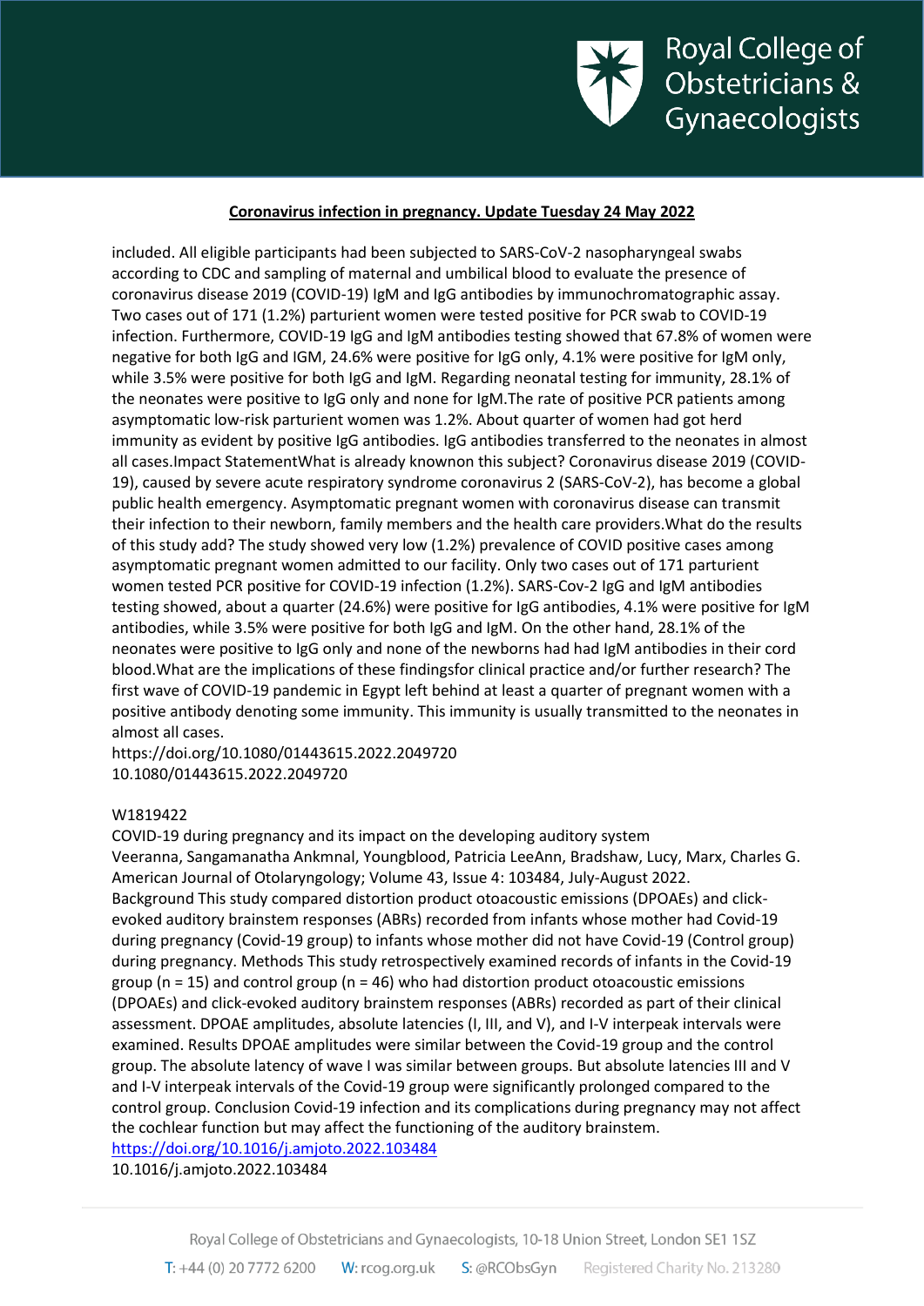included. All eligible participants had been subjected to SARS-CoV-2 nasopharyngeal swabs according to CDC and sampling of maternal and umbilical blood to evaluate the presence of coronavirus disease 2019 (COVID-19) IgM and IgG antibodies by immunochromatographic assay. Two cases out of 171 (1.2%) parturient women were tested positive for PCR swab to COVID-19 infection. Furthermore, COVID-19 IgG and IgM antibodies testing showed that 67.8% of women were negative for both IgG and IGM, 24.6% were positive for IgG only, 4.1% were positive for IgM only, while 3.5% were positive for both IgG and IgM. Regarding neonatal testing for immunity, 28.1% of the neonates were positive to IgG only and none for IgM.The rate of positive PCR patients among asymptomatic low-risk parturient women was 1.2%. About quarter of women had got herd immunity as evident by positive IgG antibodies. IgG antibodies transferred to the neonates in almost all cases.Impact StatementWhat is already knownon this subject? Coronavirus disease 2019 (COVID-19), caused by severe acute respiratory syndrome coronavirus 2 (SARS-CoV-2), has become a global public health emergency. Asymptomatic pregnant women with coronavirus disease can transmit their infection to their newborn, family members and the health care providers.What do the results of this study add? The study showed very low (1.2%) prevalence of COVID positive cases among asymptomatic pregnant women admitted to our facility. Only two cases out of 171 parturient women tested PCR positive for COVID-19 infection (1.2%). SARS-Cov-2 IgG and IgM antibodies testing showed, about a quarter (24.6%) were positive for IgG antibodies, 4.1% were positive for IgM antibodies, while 3.5% were positive for both IgG and IgM. On the other hand, 28.1% of the neonates were positive to IgG only and none of the newborns had had IgM antibodies in their cord blood.What are the implications of these findingsfor clinical practice and/or further research? The first wave of COVID-19 pandemic in Egypt left behind at least a quarter of pregnant women with a positive antibody denoting some immunity. This immunity is usually transmitted to the neonates in almost all cases.
https://doi.org/10.1080/01443615.2022.2049720
10.1080/01443615.2022.2049720

W1819422
COVID-19 during pregnancy and its impact on the developing auditory system
Veeranna, Sangamanatha Ankmnal, Youngblood, Patricia LeeAnn, Bradshaw, Lucy, Marx, Charles G.
American Journal of Otolaryngology; Volume 43, Issue 4: 103484, July-August 2022.
Background This study compared distortion product otoacoustic emissions (DPOAEs) and click-evoked auditory brainstem responses (ABRs) recorded from infants whose mother had Covid-19 during pregnancy (Covid-19 group) to infants whose mother did not have Covid-19 (Control group) during pregnancy. Methods This study retrospectively examined records of infants in the Covid-19 group (n = 15) and control group (n = 46) who had distortion product otoacoustic emissions (DPOAEs) and click-evoked auditory brainstem responses (ABRs) recorded as part of their clinical assessment. DPOAE amplitudes, absolute latencies (I, III, and V), and I-V interpeak intervals were examined. Results DPOAE amplitudes were similar between the Covid-19 group and the control group. The absolute latency of wave I was similar between groups. But absolute latencies III and V and I-V interpeak intervals of the Covid-19 group were significantly prolonged compared to the control group. Conclusion Covid-19 infection and its complications during pregnancy may not affect the cochlear function but may affect the functioning of the auditory brainstem.
https://doi.org/10.1016/j.amjoto.2022.103484
10.1016/j.amjoto.2022.103484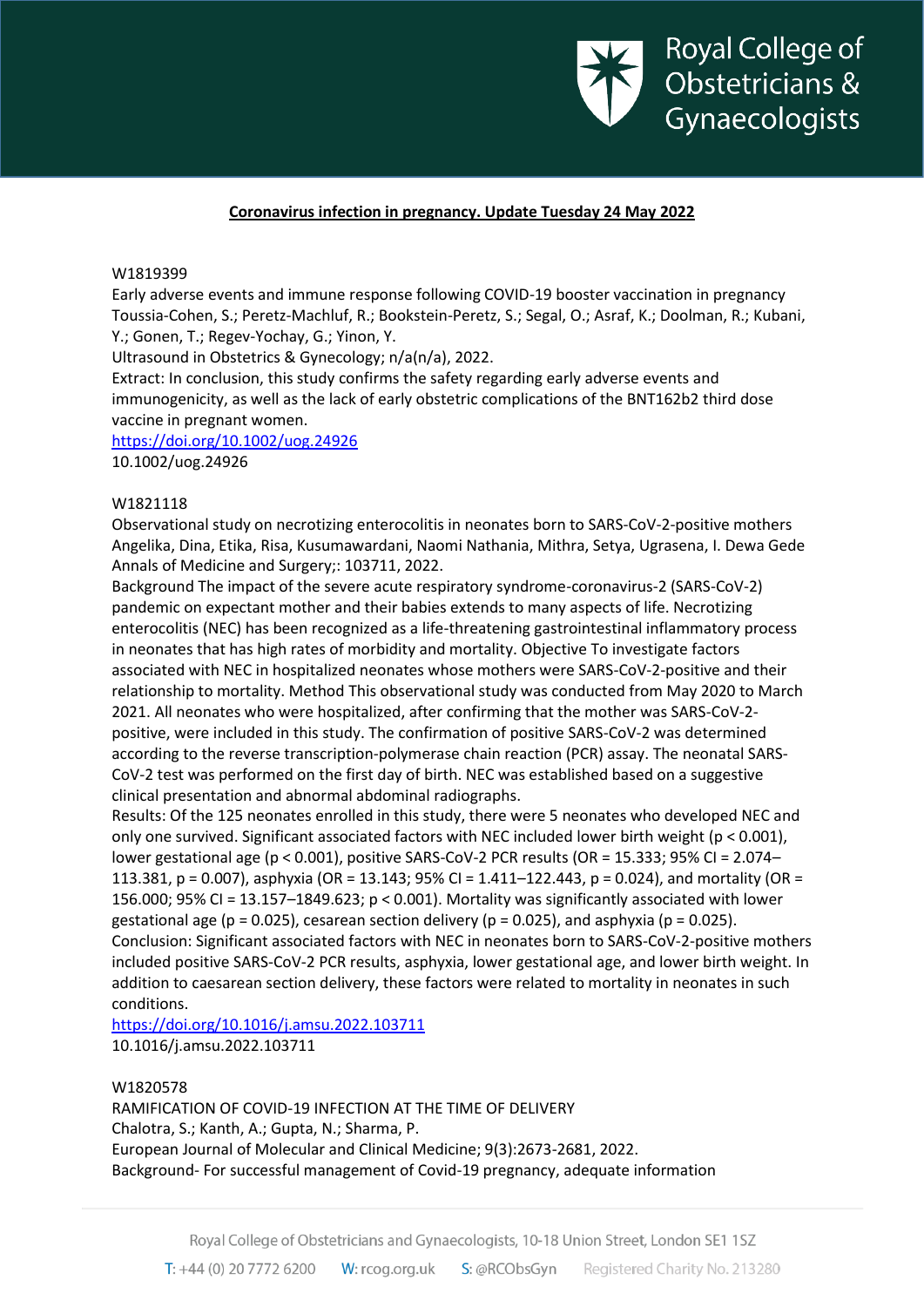**Coronavirus infection in pregnancy. Update Tuesday 24 May 2022**

W1819399
Early adverse events and immune response following COVID-19 booster vaccination in pregnancy
Toussia-Cohen, S.; Peretz-Machluf, R.; Bookstein-Peretz, S.; Segal, O.; Asraf, K.; Doolman, R.; Kubani, Y.; Gonen, T.; Regev-Yochay, G.; Yinon, Y.
Ultrasound in Obstetrics & Gynecology; n/a(n/a), 2022.
Extract: In conclusion, this study confirms the safety regarding early adverse events and immunogenicity, as well as the lack of early obstetric complications of the BNT162b2 third dose vaccine in pregnant women.
https://doi.org/10.1002/uog.24926
10.1002/uog.24926

W1821118
Observational study on necrotizing enterocolitis in neonates born to SARS-CoV-2-positive mothers
Angelika, Dina, Etika, Risa, Kusumawardani, Naomi Nathania, Mithra, Setya, Ugrasena, I. Dewa Gede
Annals of Medicine and Surgery;: 103711, 2022.
Background The impact of the severe acute respiratory syndrome-coronavirus-2 (SARS-CoV-2) pandemic on expectant mother and their babies extends to many aspects of life. Necrotizing enterocolitis (NEC) has been recognized as a life-threatening gastrointestinal inflammatory process in neonates that has high rates of morbidity and mortality. Objective To investigate factors associated with NEC in hospitalized neonates whose mothers were SARS-CoV-2-positive and their relationship to mortality. Method This observational study was conducted from May 2020 to March 2021. All neonates who were hospitalized, after confirming that the mother was SARS-CoV-2-positive, were included in this study. The confirmation of positive SARS-CoV-2 was determined according to the reverse transcription-polymerase chain reaction (PCR) assay. The neonatal SARS-CoV-2 test was performed on the first day of birth. NEC was established based on a suggestive clinical presentation and abnormal abdominal radiographs.
Results: Of the 125 neonates enrolled in this study, there were 5 neonates who developed NEC and only one survived. Significant associated factors with NEC included lower birth weight ($p < 0.001$), lower gestational age ($p < 0.001$), positive SARS-CoV-2 PCR results (OR = 15.333; 95% CI = 2.074–113.381, $p = 0.007$), asphyxia (OR = 13.143; 95% CI = 1.411–122.443, $p = 0.024$), and mortality (OR = 156.000; 95% CI = 13.157–1849.623; $p < 0.001$). Mortality was significantly associated with lower gestational age ($p = 0.025$), cesarean section delivery ($p = 0.025$), and asphyxia ($p = 0.025$).
Conclusion: Significant associated factors with NEC in neonates born to SARS-CoV-2-positive mothers included positive SARS-CoV-2 PCR results, asphyxia, lower gestational age, and lower birth weight. In addition to caesarean section delivery, these factors were related to mortality in neonates in such conditions.
https://doi.org/10.1016/j.amsu.2022.103711
10.1016/j.amsu.2022.103711

W1820578
RAMIFICATION OF COVID-19 INFECTION AT THE TIME OF DELIVERY
Chalotra, S.; Kanth, A.; Gupta, N.; Sharma, P.
European Journal of Molecular and Clinical Medicine; 9(3):2673-2681, 2022.
Background- For successful management of Covid-19 pregnancy, adequate information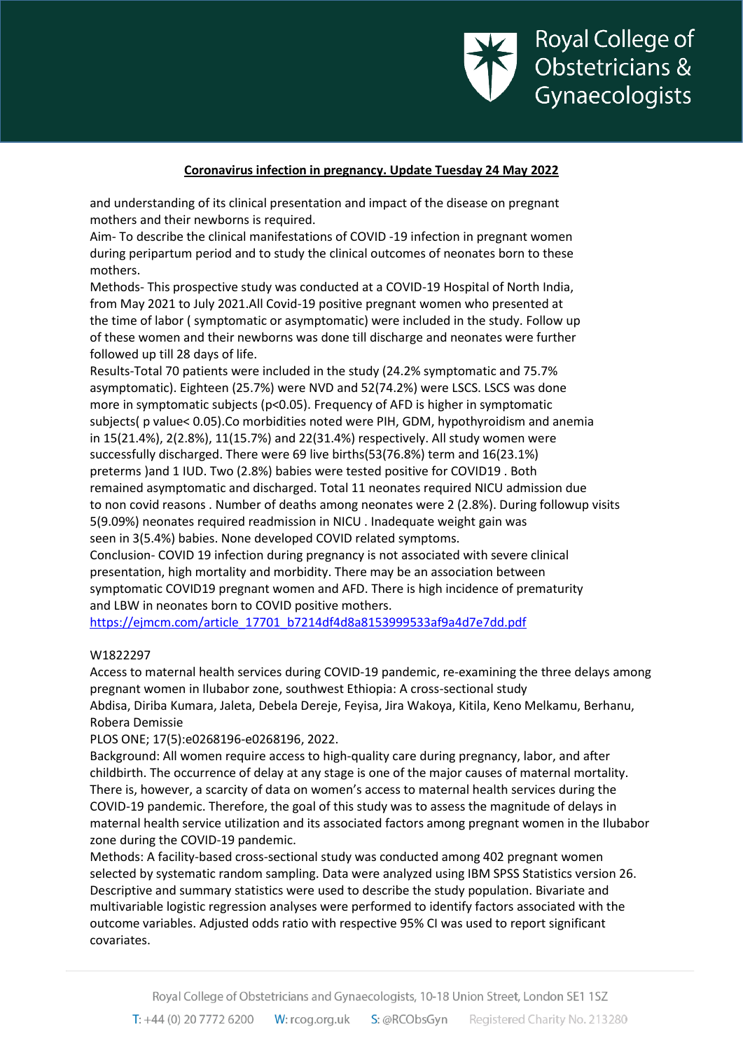and understanding of its clinical presentation and impact of the disease on pregnant mothers and their newborns is required.
Aim- To describe the clinical manifestations of COVID -19 infection in pregnant women during peripartum period and to study the clinical outcomes of neonates born to these mothers.
Methods- This prospective study was conducted at a COVID-19 Hospital of North India, from May 2021 to July 2021.All Covid-19 positive pregnant women who presented at the time of labor ( symptomatic or asymptomatic) were included in the study. Follow up of these women and their newborns was done till discharge and neonates were further followed up till 28 days of life.
Results-Total 70 patients were included in the study (24.2% symptomatic and 75.7% asymptomatic). Eighteen (25.7%) were NVD and 52(74.2%) were LSCS. LSCS was done more in symptomatic subjects ($p<0.05$). Frequency of AFD is higher in symptomatic subjects( p value< 0.05).Co morbidities noted were PIH, GDM, hypothyroidism and anemia in 15(21.4%), 2(2.8%), 11(15.7%) and 22(31.4%) respectively. All study women were successfully discharged. There were 69 live births(53(76.8%) term and 16(23.1%) preterms )and 1 IUD. Two (2.8%) babies were tested positive for COVID19 . Both remained asymptomatic and discharged. Total 11 neonates required NICU admission due to non covid reasons . Number of deaths among neonates were 2 (2.8%). During followup visits 5(9.09%) neonates required readmission in NICU . Inadequate weight gain was seen in 3(5.4%) babies. None developed COVID related symptoms.
Conclusion- COVID 19 infection during pregnancy is not associated with severe clinical presentation, high mortality and morbidity. There may be an association between symptomatic COVID19 pregnant women and AFD. There is high incidence of prematurity and LBW in neonates born to COVID positive mothers.
https://ejmcm.com/article_17701_b7214df4d8a8153999533af9a4d7e7dd.pdf

W1822297
Access to maternal health services during COVID-19 pandemic, re-examining the three delays among pregnant women in Ilubabor zone, southwest Ethiopia: A cross-sectional study
Abdisa, Diriba Kumara, Jaleta, Debela Dereje, Feyisa, Jira Wakoya, Kitila, Keno Melkamu, Berhanu, Robera Demissie
PLOS ONE; 17(5):e0268196-e0268196, 2022.
Background: All women require access to high-quality care during pregnancy, labor, and after childbirth. The occurrence of delay at any stage is one of the major causes of maternal mortality. There is, however, a scarcity of data on women's access to maternal health services during the COVID-19 pandemic. Therefore, the goal of this study was to assess the magnitude of delays in maternal health service utilization and its associated factors among pregnant women in the Ilubabor zone during the COVID-19 pandemic.
Methods: A facility-based cross-sectional study was conducted among 402 pregnant women selected by systematic random sampling. Data were analyzed using IBM SPSS Statistics version 26. Descriptive and summary statistics were used to describe the study population. Bivariate and multivariable logistic regression analyses were performed to identify factors associated with the outcome variables. Adjusted odds ratio with respective 95% CI was used to report significant covariates.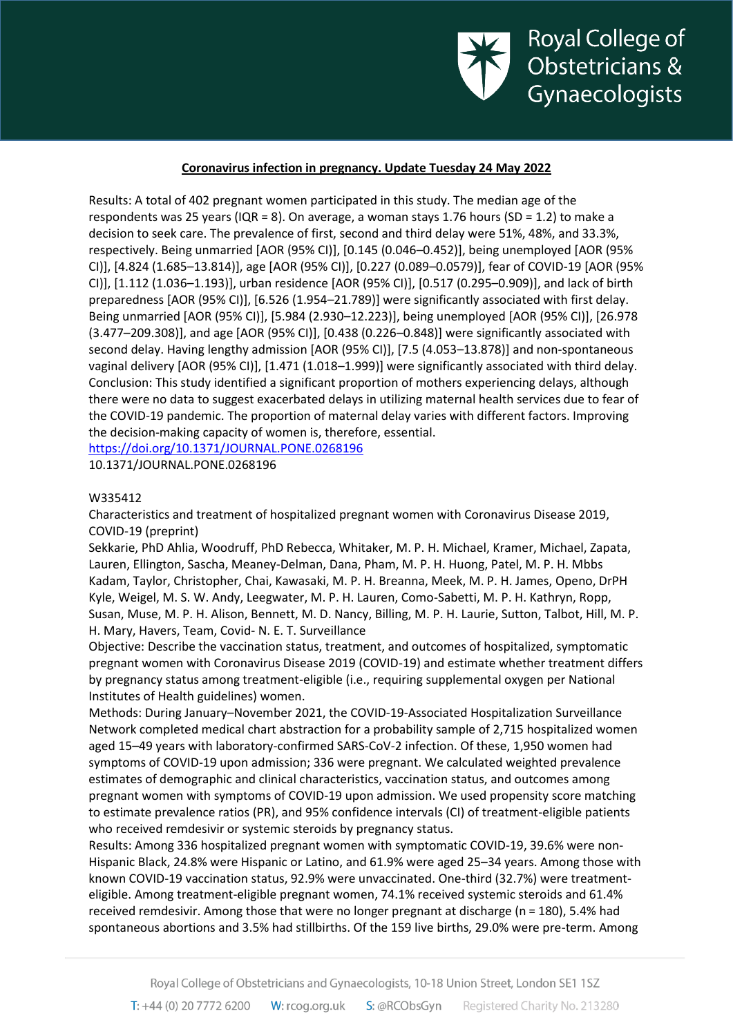**Coronavirus infection in pregnancy. Update Tuesday 24 May 2022**

Results: A total of 402 pregnant women participated in this study. The median age of the respondents was 25 years (IQR = 8). On average, a woman stays 1.76 hours (SD = 1.2) to make a decision to seek care. The prevalence of first, second and third delay were 51%, 48%, and 33.3%, respectively. Being unmarried [AOR (95% CI)], [0.145 (0.046–0.452)], being unemployed [AOR (95% CI)], [4.824 (1.685–13.814)], age [AOR (95% CI)], [0.227 (0.089–0.0579)], fear of COVID-19 [AOR (95% CI)], [1.112 (1.036–1.193)], urban residence [AOR (95% CI)], [0.517 (0.295–0.909)], and lack of birth preparedness [AOR (95% CI)], [6.526 (1.954–21.789)] were significantly associated with first delay. Being unmarried [AOR (95% CI)], [5.984 (2.930–12.223)], being unemployed [AOR (95% CI)], [26.978 (3.477–209.308)], and age [AOR (95% CI)], [0.438 (0.226–0.848)] were significantly associated with second delay. Having lengthy admission [AOR (95% CI)], [7.5 (4.053–13.878)] and non-spontaneous vaginal delivery [AOR (95% CI)], [1.471 (1.018–1.999)] were significantly associated with third delay.
Conclusion: This study identified a significant proportion of mothers experiencing delays, although there were no data to suggest exacerbated delays in utilizing maternal health services due to fear of the COVID-19 pandemic. The proportion of maternal delay varies with different factors. Improving the decision-making capacity of women is, therefore, essential.
https://doi.org/10.1371/JOURNAL.PONE.0268196
10.1371/JOURNAL.PONE.0268196

W335412
Characteristics and treatment of hospitalized pregnant women with Coronavirus Disease 2019, COVID-19 (preprint)
Sekkarie, PhD Ahlia, Woodruff, PhD Rebecca, Whitaker, M. P. H. Michael, Kramer, Michael, Zapata, Lauren, Ellington, Sascha, Meaney-Delman, Dana, Pham, M. P. H. Huong, Patel, M. P. H. Mbbs Kadam, Taylor, Christopher, Chai, Kawasaki, M. P. H. Breanna, Meek, M. P. H. James, Openo, DrPH Kyle, Weigel, M. S. W. Andy, Leegwater, M. P. H. Lauren, Como-Sabetti, M. P. H. Kathryn, Ropp, Susan, Muse, M. P. H. Alison, Bennett, M. D. Nancy, Billing, M. P. H. Laurie, Sutton, Talbot, Hill, M. P. H. Mary, Havers, Team, Covid- N. E. T. Surveillance
Objective: Describe the vaccination status, treatment, and outcomes of hospitalized, symptomatic pregnant women with Coronavirus Disease 2019 (COVID-19) and estimate whether treatment differs by pregnancy status among treatment-eligible (i.e., requiring supplemental oxygen per National Institutes of Health guidelines) women.
Methods: During January–November 2021, the COVID-19-Associated Hospitalization Surveillance Network completed medical chart abstraction for a probability sample of 2,715 hospitalized women aged 15–49 years with laboratory-confirmed SARS-CoV-2 infection. Of these, 1,950 women had symptoms of COVID-19 upon admission; 336 were pregnant. We calculated weighted prevalence estimates of demographic and clinical characteristics, vaccination status, and outcomes among pregnant women with symptoms of COVID-19 upon admission. We used propensity score matching to estimate prevalence ratios (PR), and 95% confidence intervals (CI) of treatment-eligible patients who received remdesivir or systemic steroids by pregnancy status.
Results: Among 336 hospitalized pregnant women with symptomatic COVID-19, 39.6% were non-Hispanic Black, 24.8% were Hispanic or Latino, and 61.9% were aged 25–34 years. Among those with known COVID-19 vaccination status, 92.9% were unvaccinated. One-third (32.7%) were treatment-eligible. Among treatment-eligible pregnant women, 74.1% received systemic steroids and 61.4% received remdesivir. Among those that were no longer pregnant at discharge (n = 180), 5.4% had spontaneous abortions and 3.5% had stillbirths. Of the 159 live births, 29.0% were pre-term. Among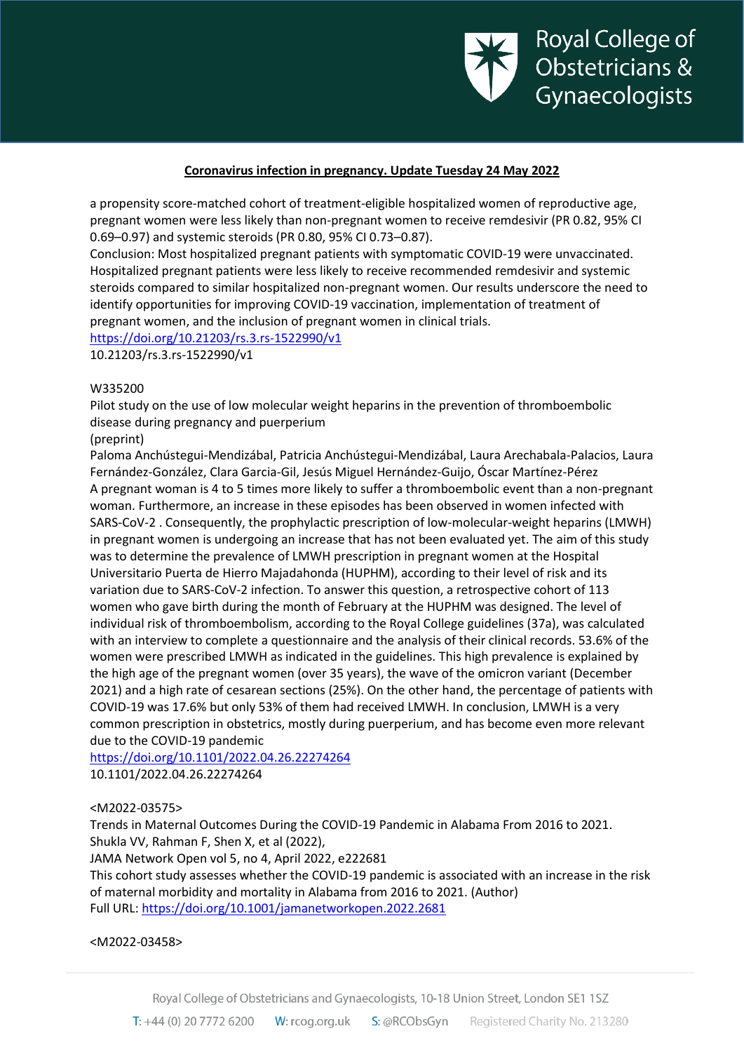a propensity score-matched cohort of treatment-eligible hospitalized women of reproductive age, pregnant women were less likely than non-pregnant women to receive remdesivir (PR 0.82, 95% CI 0.69–0.97) and systemic steroids (PR 0.80, 95% CI 0.73–0.87).
Conclusion: Most hospitalized pregnant patients with symptomatic COVID-19 were unvaccinated. Hospitalized pregnant patients were less likely to receive recommended remdesivir and systemic steroids compared to similar hospitalized non-pregnant women. Our results underscore the need to identify opportunities for improving COVID-19 vaccination, implementation of treatment of pregnant women, and the inclusion of pregnant women in clinical trials.
https://doi.org/10.21203/rs.3.rs-1522990/v1
10.21203/rs.3.rs-1522990/v1

W335200
Pilot study on the use of low molecular weight heparins in the prevention of thromboembolic disease during pregnancy and puerperium
(preprint)
Paloma Anchústegui-Mendizábal, Patricia Anchústegui-Mendizábal, Laura Arechabala-Palacios, Laura Fernández-González, Clara Garcia-Gil, Jesús Miguel Hernández-Guijo, Óscar Martínez-Pérez
A pregnant woman is 4 to 5 times more likely to suffer a thromboembolic event than a non-pregnant woman. Furthermore, an increase in these episodes has been observed in women infected with SARS-CoV-2 . Consequently, the prophylactic prescription of low-molecular-weight heparins (LMWH) in pregnant women is undergoing an increase that has not been evaluated yet. The aim of this study was to determine the prevalence of LMWH prescription in pregnant women at the Hospital Universitario Puerta de Hierro Majadahonda (HUPHM), according to their level of risk and its variation due to SARS-CoV-2 infection. To answer this question, a retrospective cohort of 113 women who gave birth during the month of February at the HUPHM was designed. The level of individual risk of thromboembolism, according to the Royal College guidelines (37a), was calculated with an interview to complete a questionnaire and the analysis of their clinical records. 53.6% of the women were prescribed LMWH as indicated in the guidelines. This high prevalence is explained by the high age of the pregnant women (over 35 years), the wave of the omicron variant (December 2021) and a high rate of cesarean sections (25%). On the other hand, the percentage of patients with COVID-19 was 17.6% but only 53% of them had received LMWH. In conclusion, LMWH is a very common prescription in obstetrics, mostly during puerperium, and has become even more relevant due to the COVID-19 pandemic
https://doi.org/10.1101/2022.04.26.22274264
10.1101/2022.04.26.22274264

<M2022-03575>
Trends in Maternal Outcomes During the COVID-19 Pandemic in Alabama From 2016 to 2021.
Shukla VV, Rahman F, Shen X, et al (2022),
JAMA Network Open vol 5, no 4, April 2022, e222681
This cohort study assesses whether the COVID-19 pandemic is associated with an increase in the risk of maternal morbidity and mortality in Alabama from 2016 to 2021. (Author)
Full URL: https://doi.org/10.1001/jamanetworkopen.2022.2681

<M2022-03458>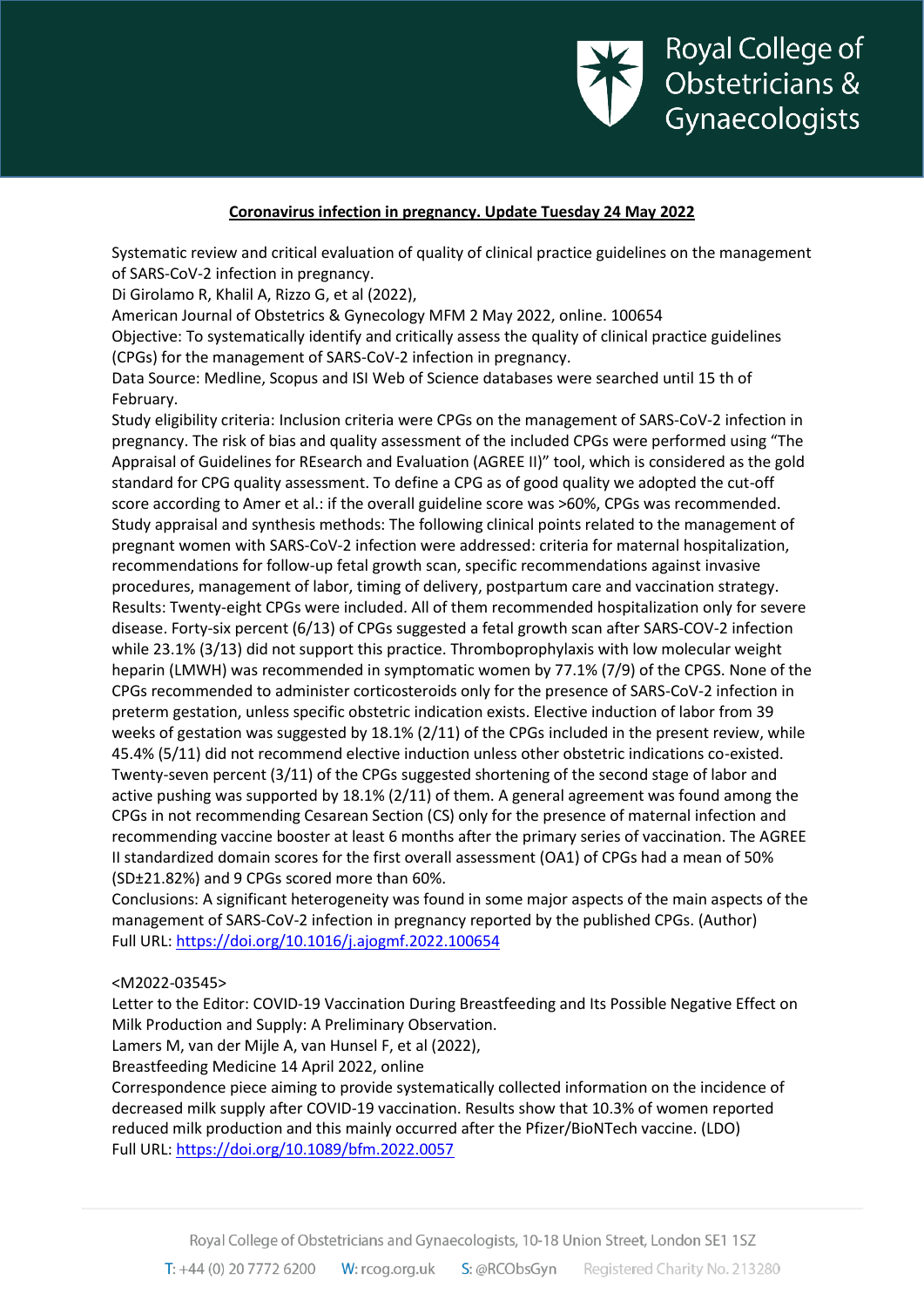**Coronavirus infection in pregnancy. Update Tuesday 24 May 2022**

Systematic review and critical evaluation of quality of clinical practice guidelines on the management of SARS-CoV-2 infection in pregnancy.
Di Girolamo R, Khalil A, Rizzo G, et al (2022),
American Journal of Obstetrics & Gynecology MFM 2 May 2022, online. 100654
Objective: To systematically identify and critically assess the quality of clinical practice guidelines (CPGs) for the management of SARS-CoV-2 infection in pregnancy.
Data Source: Medline, Scopus and ISI Web of Science databases were searched until 15 th of February.
Study eligibility criteria: Inclusion criteria were CPGs on the management of SARS-CoV-2 infection in pregnancy. The risk of bias and quality assessment of the included CPGs were performed using "The Appraisal of Guidelines for REsearch and Evaluation (AGREE II)" tool, which is considered as the gold standard for CPG quality assessment. To define a CPG as of good quality we adopted the cut-off score according to Amer et al.: if the overall guideline score was >60%, CPGs was recommended.
Study appraisal and synthesis methods: The following clinical points related to the management of pregnant women with SARS-CoV-2 infection were addressed: criteria for maternal hospitalization, recommendations for follow-up fetal growth scan, specific recommendations against invasive procedures, management of labor, timing of delivery, postpartum care and vaccination strategy.
Results: Twenty-eight CPGs were included. All of them recommended hospitalization only for severe disease. Forty-six percent (6/13) of CPGs suggested a fetal growth scan after SARS-COV-2 infection while 23.1% (3/13) did not support this practice. Thromboprophylaxis with low molecular weight heparin (LMWH) was recommended in symptomatic women by 77.1% (7/9) of the CPGS. None of the CPGs recommended to administer corticosteroids only for the presence of SARS-CoV-2 infection in preterm gestation, unless specific obstetric indication exists. Elective induction of labor from 39 weeks of gestation was suggested by 18.1% (2/11) of the CPGs included in the present review, while 45.4% (5/11) did not recommend elective induction unless other obstetric indications co-existed. Twenty-seven percent (3/11) of the CPGs suggested shortening of the second stage of labor and active pushing was supported by 18.1% (2/11) of them. A general agreement was found among the CPGs in not recommending Cesarean Section (CS) only for the presence of maternal infection and recommending vaccine booster at least 6 months after the primary series of vaccination. The AGREE II standardized domain scores for the first overall assessment (OA1) of CPGs had a mean of 50% (SD±21.82%) and 9 CPGs scored more than 60%.
Conclusions: A significant heterogeneity was found in some major aspects of the main aspects of the management of SARS-CoV-2 infection in pregnancy reported by the published CPGs. (Author)
Full URL: https://doi.org/10.1016/j.ajogmf.2022.100654

<M2022-03545>
Letter to the Editor: COVID-19 Vaccination During Breastfeeding and Its Possible Negative Effect on Milk Production and Supply: A Preliminary Observation.
Lamers M, van der Mijle A, van Hunsel F, et al (2022),
Breastfeeding Medicine 14 April 2022, online
Correspondence piece aiming to provide systematically collected information on the incidence of decreased milk supply after COVID-19 vaccination. Results show that 10.3% of women reported reduced milk production and this mainly occurred after the Pfizer/BioNTech vaccine. (LDO)
Full URL: https://doi.org/10.1089/bfm.2022.0057